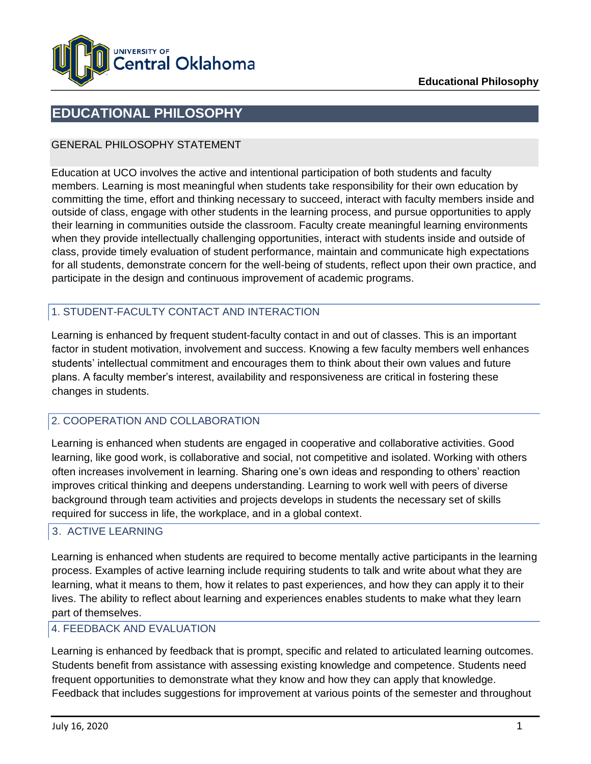# EDUCATIONAL PHILOSOPHY

## GENERAL PHILOSOPHY STATEMENT

Education at UCO involves the active and intentional participation of both students and faculty members. Learning is most meaningful when students take responsibility for their own education by committing the time, effort and thinking necessary to succeed, interact with faculty members inside and outside of class, engage with other students in the learning process, and pursue opportunities to apply their learning in communities outside the classroom. Faculty create meaningful learning environments when they provide intellectually challenging opportunities, interact with students inside and outside of class, provide timely evaluation of student performance, maintain and communicate high expectations for all students, demonstrate concern for the well-being of students, reflect upon their own practice, and participate in the design and continuous improvement of academic programs.

## 1. STUDENT-FACULTY CONTACT AND INTERACTION

Learning is enhanced by frequent student-faculty contact in and out of classes. This is an important factor in student motivation, involvement and success. Knowing a few faculty members well enhances students' intellectual commitment and encourages them to think about their own values and future plans. A faculty member's interest, availability and responsiveness are critical in fostering these changes in students.

## 2. COOPERATION AND COLLABORATION

Learning is enhanced when students are engaged in cooperative and collaborative activities. Good learning, like good work, is collaborative and social, not competitive and isolated. Working with others often increases involvement in learning. Sharing one's own ideas and responding to others' reaction improves critical thinking and deepens understanding. Learning to work well with peers of diverse background through team activities and projects develops in students the necessary set of skills required for success in life, the workplace, and in a global context.

## 3. ACTIVE LEARNING

Learning is enhanced when students are required to become mentally active participants in the learning process. Examples of active learning include requiring students to talk and write about what they are learning, what it means to them, how it relates to past experiences, and how they can apply it to their lives. The ability to reflect about learning and experiences enables students to make what they learn part of themselves.

## 4. FEEDBACK AND EVALUATION

Learning is enhanced by feedback that is prompt, specific and related to articulated learning outcomes. Students benefit from assistance with assessing existing knowledge and competence. Students need frequent opportunities to demonstrate what they know and how they can apply that knowledge. Feedback that includes suggestions for improvement at various points of the semester and throughout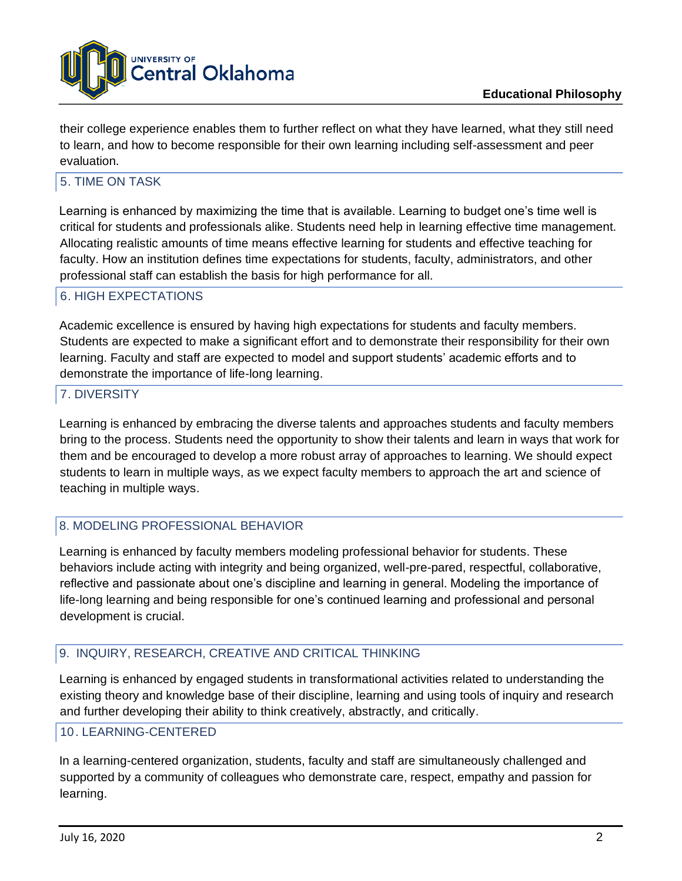their college experience enables them to further reflect on what they have learned, what they still need to learn, and how to become responsible for their own learning including self-assessment and peer evaluation.

## 5. TIME ON TASK

Learning is enhanced by maximizing the time that is available. Learning to budget one's time well is critical for students and professionals alike. Students need help in learning effective time management. Allocating realistic amounts of time means effective learning for students and effective teaching for faculty. How an institution defines time expectations for students, faculty, administrators, and other professional staff can establish the basis for high performance for all.

## 6. HIGH EXPECTATIONS

Academic excellence is ensured by having high expectations for students and faculty members. Students are expected to make a significant effort and to demonstrate their responsibility for their own learning. Faculty and staff are expected to model and support students' academic efforts and to demonstrate the importance of life-long learning.

## 7. DIVERSITY

Learning is enhanced by embracing the diverse talents and approaches students and faculty members bring to the process. Students need the opportunity to show their talents and learn in ways that work for them and be encouraged to develop a more robust array of approaches to learning. We should expect students to learn in multiple ways, as we expect faculty members to approach the art and science of teaching in multiple ways.

## 8. MODELING PROFESSIONAL BEHAVIOR

Learning is enhanced by faculty members modeling professional behavior for students. These behaviors include acting with integrity and being organized, well-pre-pared, respectful, collaborative, reflective and passionate about one's discipline and learning in general. Modeling the importance of life-long learning and being responsible for one's continued learning and professional and personal development is crucial.

## 9. INQUIRY, RESEARCH, CREATIVE AND CRITICAL THINKING

Learning is enhanced by engaged students in transformational activities related to understanding the existing theory and knowledge base of their discipline, learning and using tools of inquiry and research and further developing their ability to think creatively, abstractly, and critically.

## 10. LEARNING-CENTERED

In a learning-centered organization, students, faculty and staff are simultaneously challenged and supported by a community of colleagues who demonstrate care, respect, empathy and passion for learning.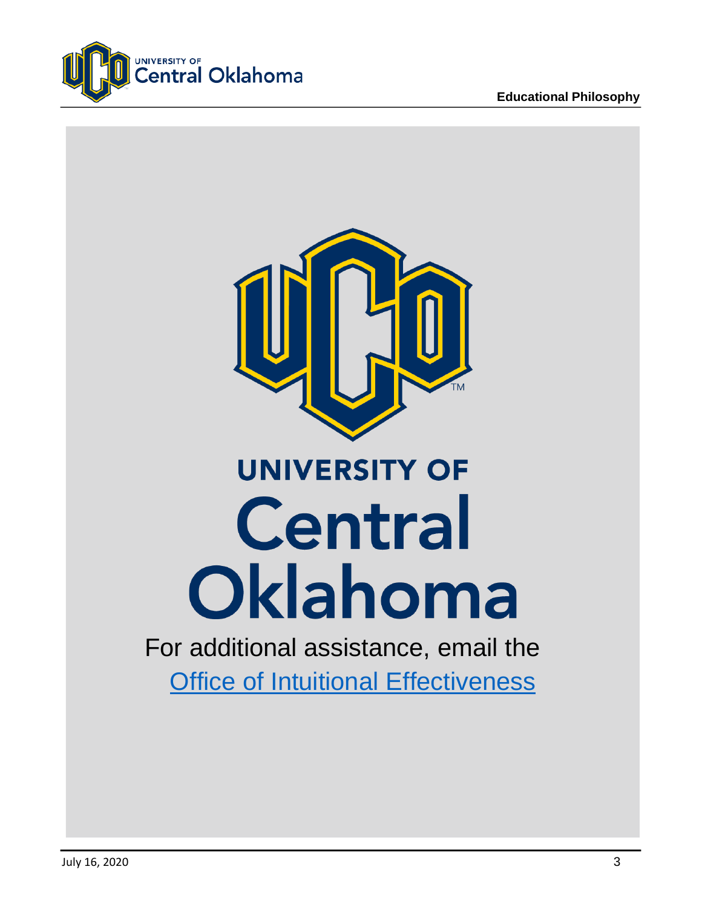UNIVERSITY OF Central Oklahoma

For additional assistance, email the

Office of Intuitional Effectiveness